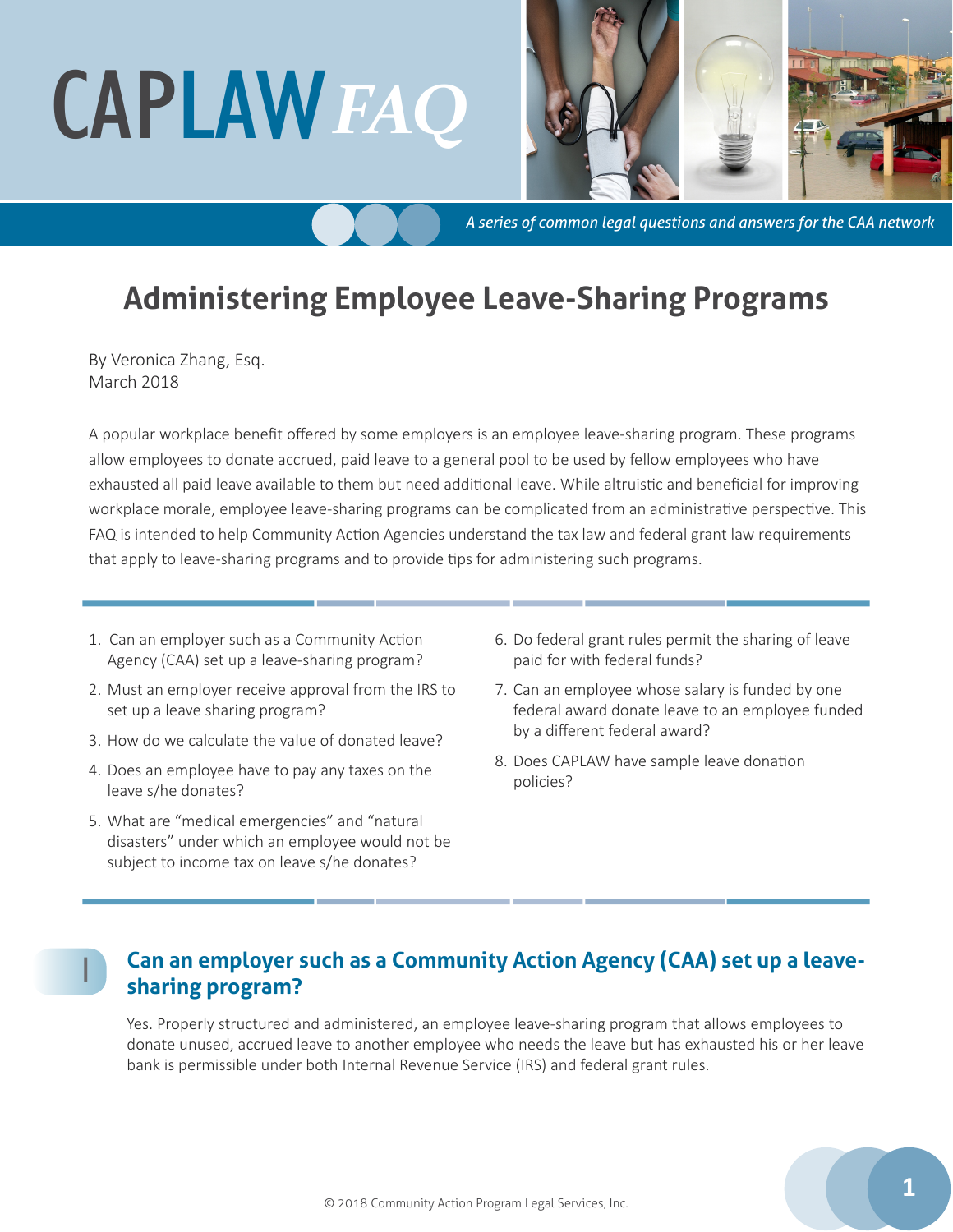# CAPLAW *FAQ*

*A series of common legal questions and answers for the CAA network*

## Administering Employee Leave-Sharing Programs

By Veronica Zhang, Esq.
March 2018

A popular workplace benefit offered by some employers is an employee leave-sharing program. These programs allow employees to donate accrued, paid leave to a general pool to be used by fellow employees who have exhausted all paid leave available to them but need additional leave. While altruistic and beneficial for improving workplace morale, employee leave-sharing programs can be complicated from an administrative perspective. This FAQ is intended to help Community Action Agencies understand the tax law and federal grant law requirements that apply to leave-sharing programs and to provide tips for administering such programs.

1. Can an employer such as a Community Action Agency (CAA) set up a leave-sharing program?
2. Must an employer receive approval from the IRS to set up a leave sharing program?
3. How do we calculate the value of donated leave?
4. Does an employee have to pay any taxes on the leave s/he donates?
5. What are "medical emergencies" and "natural disasters" under which an employee would not be subject to income tax on leave s/he donates?
6. Do federal grant rules permit the sharing of leave paid for with federal funds?
7. Can an employee whose salary is funded by one federal award donate leave to an employee funded by a different federal award?
8. Does CAPLAW have sample leave donation policies?

### 1 Can an employer such as a Community Action Agency (CAA) set up a leave-sharing program?

Yes. Properly structured and administered, an employee leave-sharing program that allows employees to donate unused, accrued leave to another employee who needs the leave but has exhausted his or her leave bank is permissible under both Internal Revenue Service (IRS) and federal grant rules.

© 2018 Community Action Program Legal Services, Inc.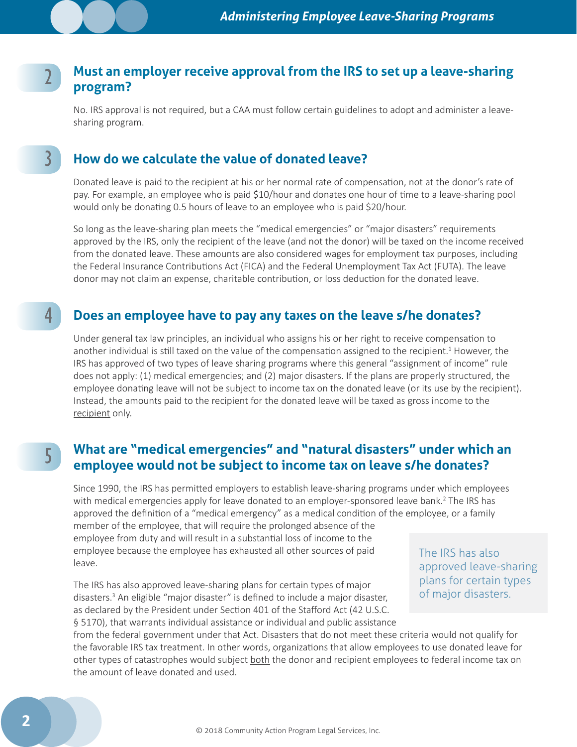## 2 Must an employer receive approval from the IRS to set up a leave-sharing program?

No. IRS approval is not required, but a CAA must follow certain guidelines to adopt and administer a leave-sharing program.

## 3 How do we calculate the value of donated leave?

Donated leave is paid to the recipient at his or her normal rate of compensation, not at the donor's rate of pay. For example, an employee who is paid $10/hour and donates one hour of time to a leave-sharing pool would only be donating 0.5 hours of leave to an employee who is paid $20/hour.

So long as the leave-sharing plan meets the "medical emergencies" or "major disasters" requirements approved by the IRS, only the recipient of the leave (and not the donor) will be taxed on the income received from the donated leave. These amounts are also considered wages for employment tax purposes, including the Federal Insurance Contributions Act (FICA) and the Federal Unemployment Tax Act (FUTA). The leave donor may not claim an expense, charitable contribution, or loss deduction for the donated leave.

## 4 Does an employee have to pay any taxes on the leave s/he donates?

Under general tax law principles, an individual who assigns his or her right to receive compensation to another individual is still taxed on the value of the compensation assigned to the recipient.[1] However, the IRS has approved of two types of leave sharing programs where this general "assignment of income" rule does not apply: (1) medical emergencies; and (2) major disasters. If the plans are properly structured, the employee donating leave will not be subject to income tax on the donated leave (or its use by the recipient). Instead, the amounts paid to the recipient for the donated leave will be taxed as gross income to the recipient only.

## 5 What are "medical emergencies" and "natural disasters" under which an employee would not be subject to income tax on leave s/he donates?

Since 1990, the IRS has permitted employers to establish leave-sharing programs under which employees with medical emergencies apply for leave donated to an employer-sponsored leave bank.[2] The IRS has approved the definition of a "medical emergency" as a medical condition of the employee, or a family member of the employee, that will require the prolonged absence of the employee from duty and will result in a substantial loss of income to the employee because the employee has exhausted all other sources of paid leave.

The IRS has also approved leave-sharing plans for certain types of major disasters.[3] An eligible "major disaster" is defined to include a major disaster, as declared by the President under Section 401 of the Stafford Act (42 U.S.C. § 5170), that warrants individual assistance or individual and public assistance from the federal government under that Act. Disasters that do not meet these criteria would not qualify for the favorable IRS tax treatment. In other words, organizations that allow employees to use donated leave for other types of catastrophes would subject both the donor and recipient employees to federal income tax on the amount of leave donated and used.

> The IRS has also approved leave-sharing plans for certain types of major disasters.

© 2018 Community Action Program Legal Services, Inc.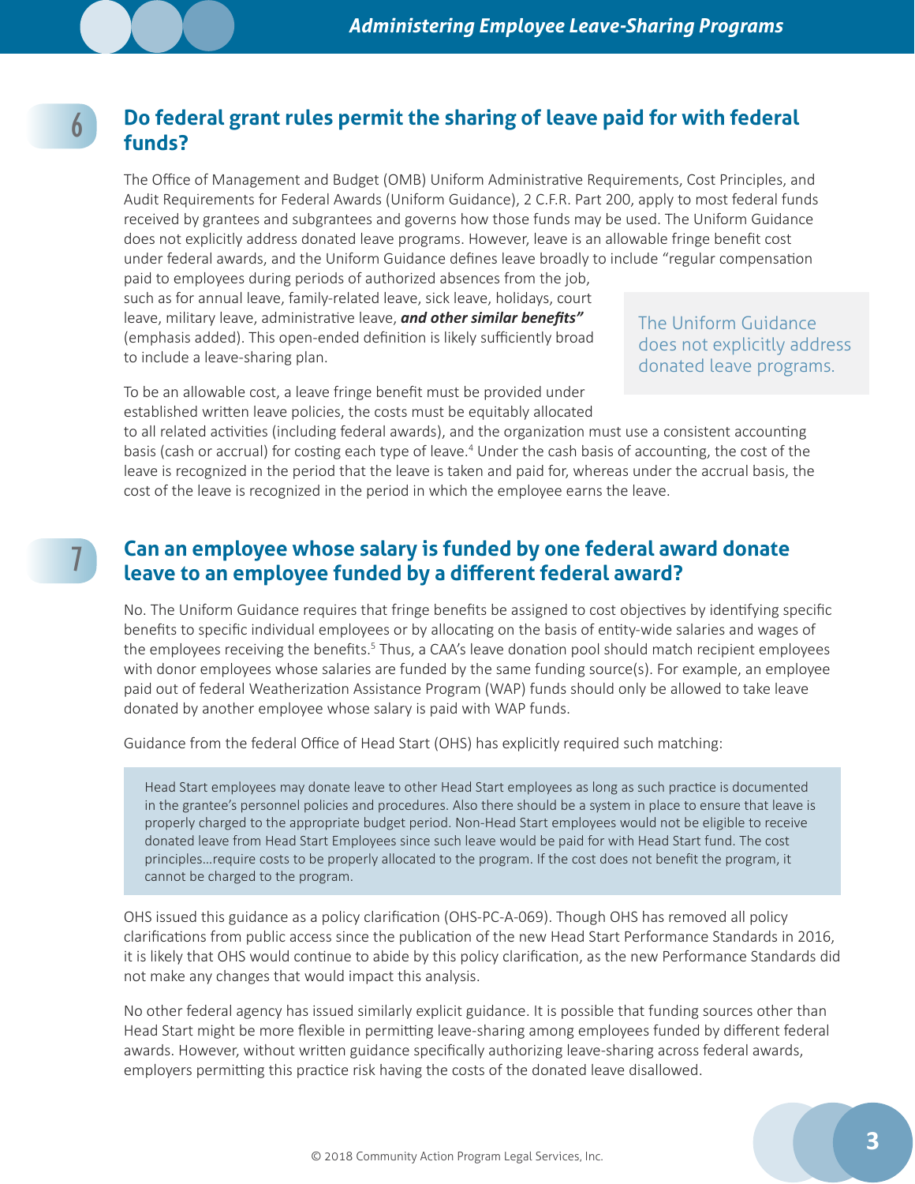## 6 Do federal grant rules permit the sharing of leave paid for with federal funds?

The Office of Management and Budget (OMB) Uniform Administrative Requirements, Cost Principles, and Audit Requirements for Federal Awards (Uniform Guidance), 2 C.F.R. Part 200, apply to most federal funds received by grantees and subgrantees and governs how those funds may be used. The Uniform Guidance does not explicitly address donated leave programs. However, leave is an allowable fringe benefit cost under federal awards, and the Uniform Guidance defines leave broadly to include "regular compensation paid to employees during periods of authorized absences from the job, such as for annual leave, family-related leave, sick leave, holidays, court leave, military leave, administrative leave, ***and other similar benefits"*** (emphasis added). This open-ended definition is likely sufficiently broad to include a leave-sharing plan.

> The Uniform Guidance does not explicitly address donated leave programs.

To be an allowable cost, a leave fringe benefit must be provided under established written leave policies, the costs must be equitably allocated to all related activities (including federal awards), and the organization must use a consistent accounting basis (cash or accrual) for costing each type of leave.[4] Under the cash basis of accounting, the cost of the leave is recognized in the period that the leave is taken and paid for, whereas under the accrual basis, the cost of the leave is recognized in the period in which the employee earns the leave.

## 7 Can an employee whose salary is funded by one federal award donate leave to an employee funded by a different federal award?

No. The Uniform Guidance requires that fringe benefits be assigned to cost objectives by identifying specific benefits to specific individual employees or by allocating on the basis of entity-wide salaries and wages of the employees receiving the benefits.[5] Thus, a CAA's leave donation pool should match recipient employees with donor employees whose salaries are funded by the same funding source(s). For example, an employee paid out of federal Weatherization Assistance Program (WAP) funds should only be allowed to take leave donated by another employee whose salary is paid with WAP funds.

Guidance from the federal Office of Head Start (OHS) has explicitly required such matching:

> Head Start employees may donate leave to other Head Start employees as long as such practice is documented in the grantee's personnel policies and procedures. Also there should be a system in place to ensure that leave is properly charged to the appropriate budget period. Non-Head Start employees would not be eligible to receive donated leave from Head Start Employees since such leave would be paid for with Head Start fund. The cost principles...require costs to be properly allocated to the program. If the cost does not benefit the program, it cannot be charged to the program.

OHS issued this guidance as a policy clarification (OHS-PC-A-069). Though OHS has removed all policy clarifications from public access since the publication of the new Head Start Performance Standards in 2016, it is likely that OHS would continue to abide by this policy clarification, as the new Performance Standards did not make any changes that would impact this analysis.

No other federal agency has issued similarly explicit guidance. It is possible that funding sources other than Head Start might be more flexible in permitting leave-sharing among employees funded by different federal awards. However, without written guidance specifically authorizing leave-sharing across federal awards, employers permitting this practice risk having the costs of the donated leave disallowed.

© 2018 Community Action Program Legal Services, Inc.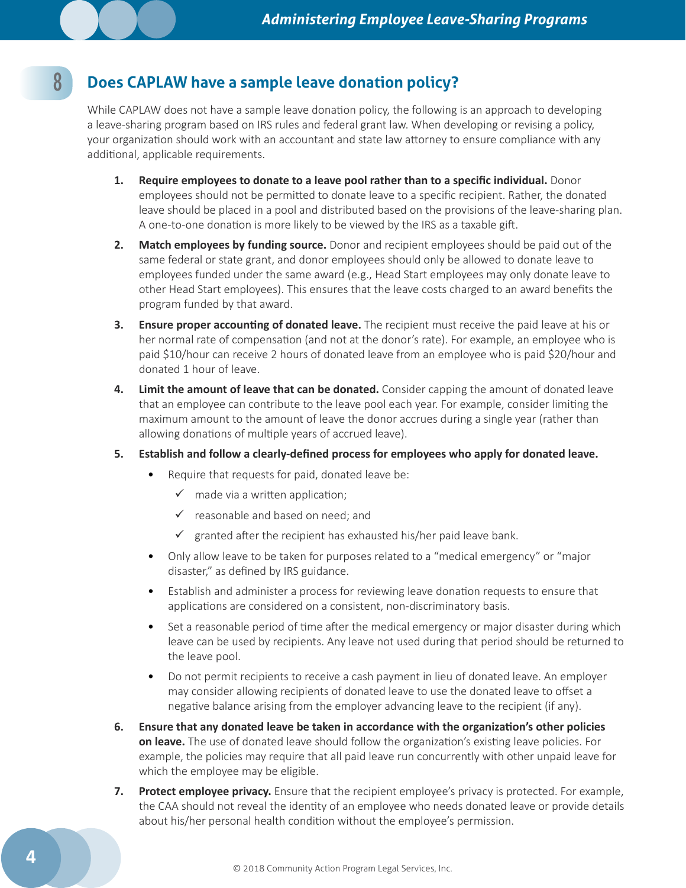## 8 Does CAPLAW have a sample leave donation policy?

While CAPLAW does not have a sample leave donation policy, the following is an approach to developing a leave-sharing program based on IRS rules and federal grant law. When developing or revising a policy, your organization should work with an accountant and state law attorney to ensure compliance with any additional, applicable requirements.

1. **Require employees to donate to a leave pool rather than to a specific individual.** Donor employees should not be permitted to donate leave to a specific recipient. Rather, the donated leave should be placed in a pool and distributed based on the provisions of the leave-sharing plan. A one-to-one donation is more likely to be viewed by the IRS as a taxable gift.
2. **Match employees by funding source.** Donor and recipient employees should be paid out of the same federal or state grant, and donor employees should only be allowed to donate leave to employees funded under the same award (e.g., Head Start employees may only donate leave to other Head Start employees). This ensures that the leave costs charged to an award benefits the program funded by that award.
3. **Ensure proper accounting of donated leave.** The recipient must receive the paid leave at his or her normal rate of compensation (and not at the donor's rate). For example, an employee who is paid $10/hour can receive 2 hours of donated leave from an employee who is paid $20/hour and donated 1 hour of leave.
4. **Limit the amount of leave that can be donated.** Consider capping the amount of donated leave that an employee can contribute to the leave pool each year. For example, consider limiting the maximum amount to the amount of leave the donor accrues during a single year (rather than allowing donations of multiple years of accrued leave).
5. **Establish and follow a clearly-defined process for employees who apply for donated leave.**
   - Require that requests for paid, donated leave be:
     - ✓ made via a written application;
     - ✓ reasonable and based on need; and
     - ✓ granted after the recipient has exhausted his/her paid leave bank.
   - Only allow leave to be taken for purposes related to a "medical emergency" or "major disaster," as defined by IRS guidance.
   - Establish and administer a process for reviewing leave donation requests to ensure that applications are considered on a consistent, non-discriminatory basis.
   - Set a reasonable period of time after the medical emergency or major disaster during which leave can be used by recipients. Any leave not used during that period should be returned to the leave pool.
   - Do not permit recipients to receive a cash payment in lieu of donated leave. An employer may consider allowing recipients of donated leave to use the donated leave to offset a negative balance arising from the employer advancing leave to the recipient (if any).
6. **Ensure that any donated leave be taken in accordance with the organization's other policies on leave.** The use of donated leave should follow the organization's existing leave policies. For example, the policies may require that all paid leave run concurrently with other unpaid leave for which the employee may be eligible.
7. **Protect employee privacy.** Ensure that the recipient employee's privacy is protected. For example, the CAA should not reveal the identity of an employee who needs donated leave or provide details about his/her personal health condition without the employee's permission.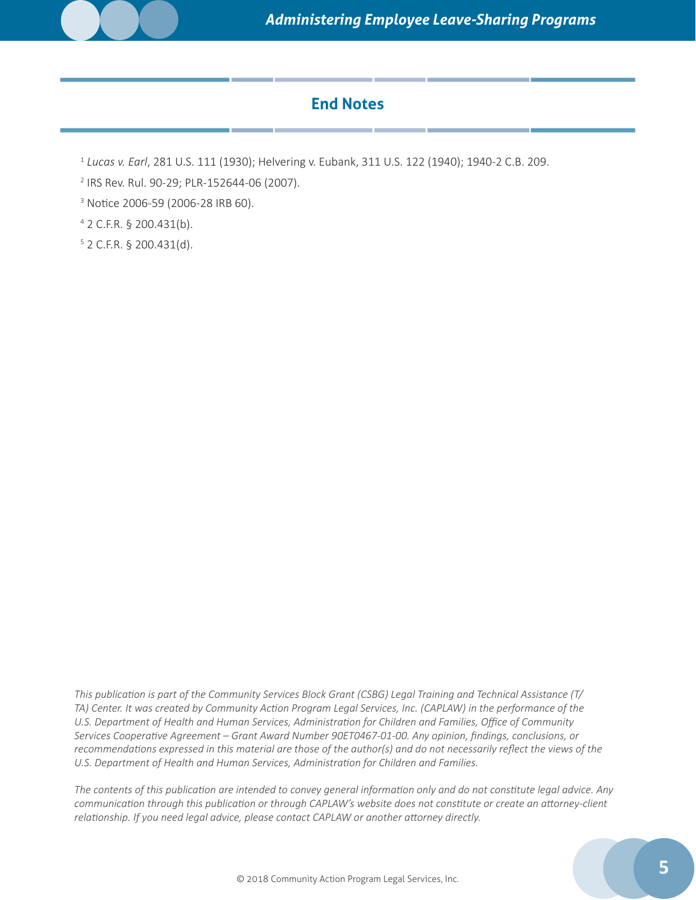## End Notes

[1] *Lucas v. Earl*, 281 U.S. 111 (1930); Helvering v. Eubank, 311 U.S. 122 (1940); 1940-2 C.B. 209.

[2] IRS Rev. Rul. 90-29; PLR-152644-06 (2007).

[3] Notice 2006-59 (2006-28 IRB 60).

[4] 2 C.F.R. § 200.431(b).

[5] 2 C.F.R. § 200.431(d).

*This publication is part of the Community Services Block Grant (CSBG) Legal Training and Technical Assistance (T/TA) Center. It was created by Community Action Program Legal Services, Inc. (CAPLAW) in the performance of the U.S. Department of Health and Human Services, Administration for Children and Families, Office of Community Services Cooperative Agreement – Grant Award Number 90ET0467-01-00. Any opinion, findings, conclusions, or recommendations expressed in this material are those of the author(s) and do not necessarily reflect the views of the U.S. Department of Health and Human Services, Administration for Children and Families.*

*The contents of this publication are intended to convey general information only and do not constitute legal advice. Any communication through this publication or through CAPLAW's website does not constitute or create an attorney-client relationship. If you need legal advice, please contact CAPLAW or another attorney directly.*

© 2018 Community Action Program Legal Services, Inc.